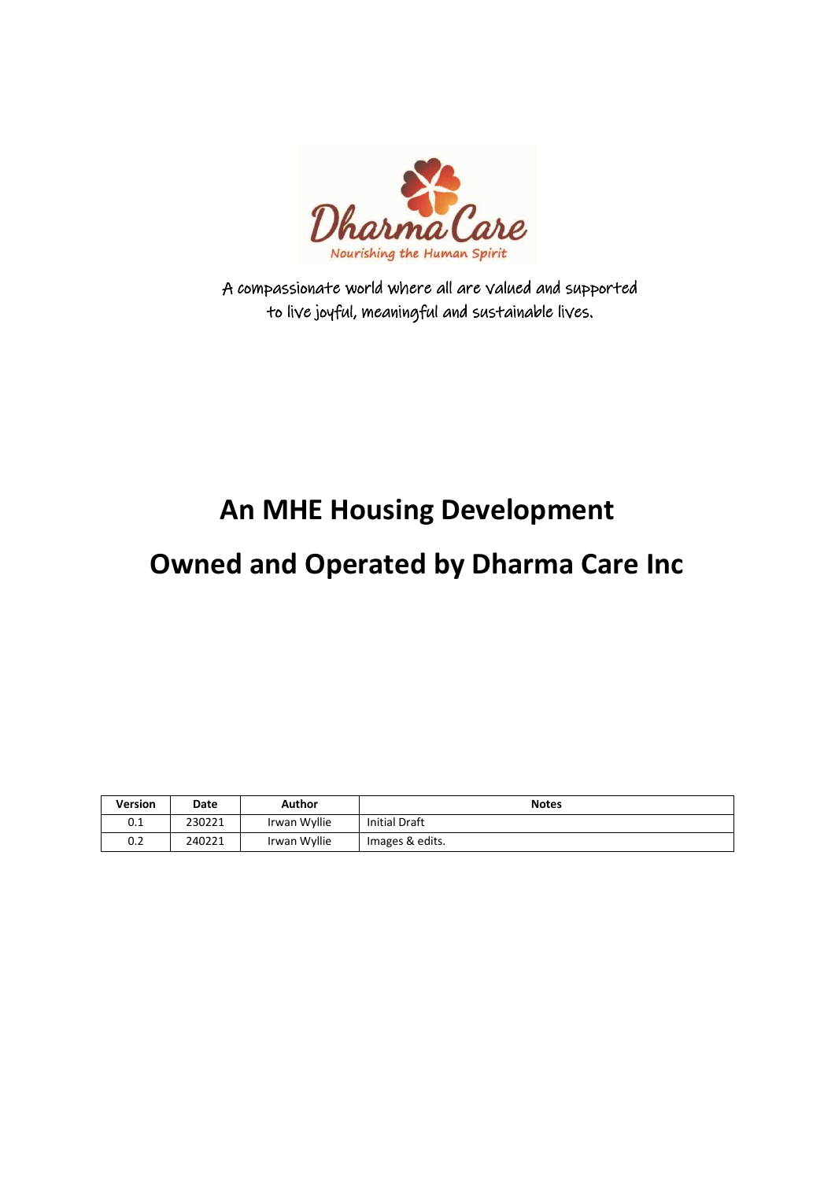Dharma Care

Nourishing the Human Spirit

A compassionate world where all are valued and supported to live joyful, meaningful and sustainable lives.

# An MHE Housing Development

# Owned and Operated by Dharma Care Inc

| Version | Date | Author | Notes |
|---|---|---|---|
| 0.1 | 230221 | Irwan Wyllie | Initial Draft |
| 0.2 | 240221 | Irwan Wyllie | Images & edits. |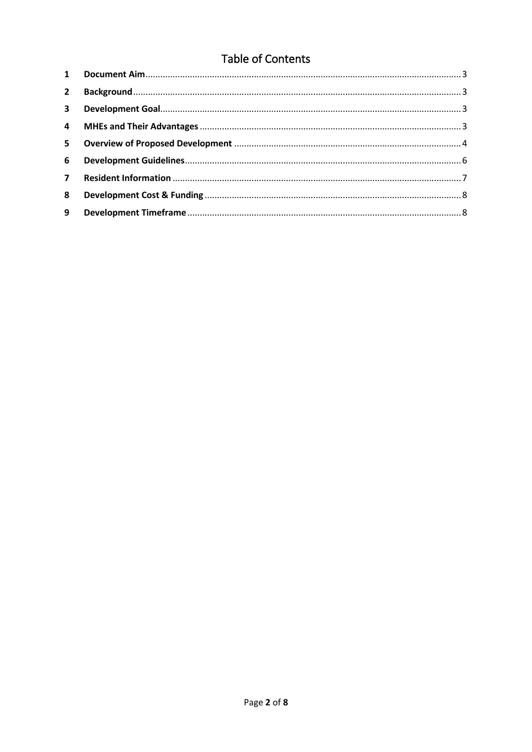# Table of Contents

| | | |
|---|---|---|
| 1 | **Document Aim** | 3 |
| 2 | **Background** | 3 |
| 3 | **Development Goal** | 3 |
| 4 | **MHEs and Their Advantages** | 3 |
| 5 | **Overview of Proposed Development** | 4 |
| 6 | **Development Guidelines** | 6 |
| 7 | **Resident Information** | 7 |
| 8 | **Development Cost & Funding** | 8 |
| 9 | **Development Timeframe** | 8 |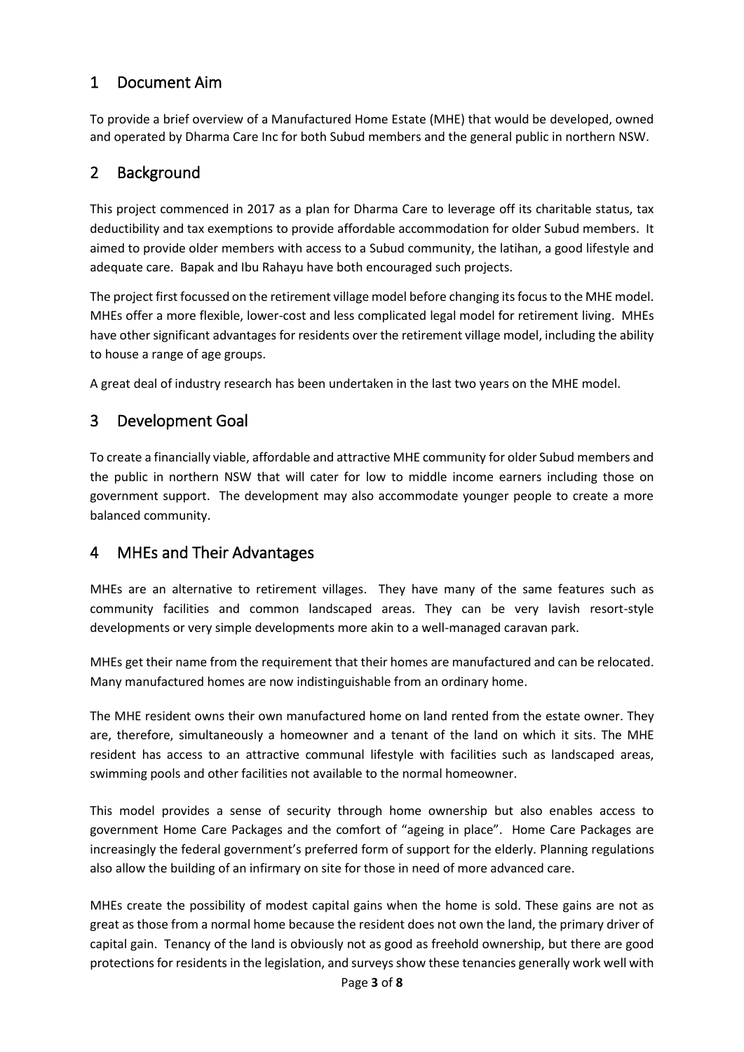## 1 Document Aim

To provide a brief overview of a Manufactured Home Estate (MHE) that would be developed, owned and operated by Dharma Care Inc for both Subud members and the general public in northern NSW.

## 2 Background

This project commenced in 2017 as a plan for Dharma Care to leverage off its charitable status, tax deductibility and tax exemptions to provide affordable accommodation for older Subud members. It aimed to provide older members with access to a Subud community, the latihan, a good lifestyle and adequate care. Bapak and Ibu Rahayu have both encouraged such projects.

The project first focussed on the retirement village model before changing its focus to the MHE model. MHEs offer a more flexible, lower-cost and less complicated legal model for retirement living. MHEs have other significant advantages for residents over the retirement village model, including the ability to house a range of age groups.

A great deal of industry research has been undertaken in the last two years on the MHE model.

## 3 Development Goal

To create a financially viable, affordable and attractive MHE community for older Subud members and the public in northern NSW that will cater for low to middle income earners including those on government support. The development may also accommodate younger people to create a more balanced community.

## 4 MHEs and Their Advantages

MHEs are an alternative to retirement villages. They have many of the same features such as community facilities and common landscaped areas. They can be very lavish resort-style developments or very simple developments more akin to a well-managed caravan park.

MHEs get their name from the requirement that their homes are manufactured and can be relocated. Many manufactured homes are now indistinguishable from an ordinary home.

The MHE resident owns their own manufactured home on land rented from the estate owner. They are, therefore, simultaneously a homeowner and a tenant of the land on which it sits. The MHE resident has access to an attractive communal lifestyle with facilities such as landscaped areas, swimming pools and other facilities not available to the normal homeowner.

This model provides a sense of security through home ownership but also enables access to government Home Care Packages and the comfort of "ageing in place". Home Care Packages are increasingly the federal government's preferred form of support for the elderly. Planning regulations also allow the building of an infirmary on site for those in need of more advanced care.

MHEs create the possibility of modest capital gains when the home is sold. These gains are not as great as those from a normal home because the resident does not own the land, the primary driver of capital gain. Tenancy of the land is obviously not as good as freehold ownership, but there are good protections for residents in the legislation, and surveys show these tenancies generally work well with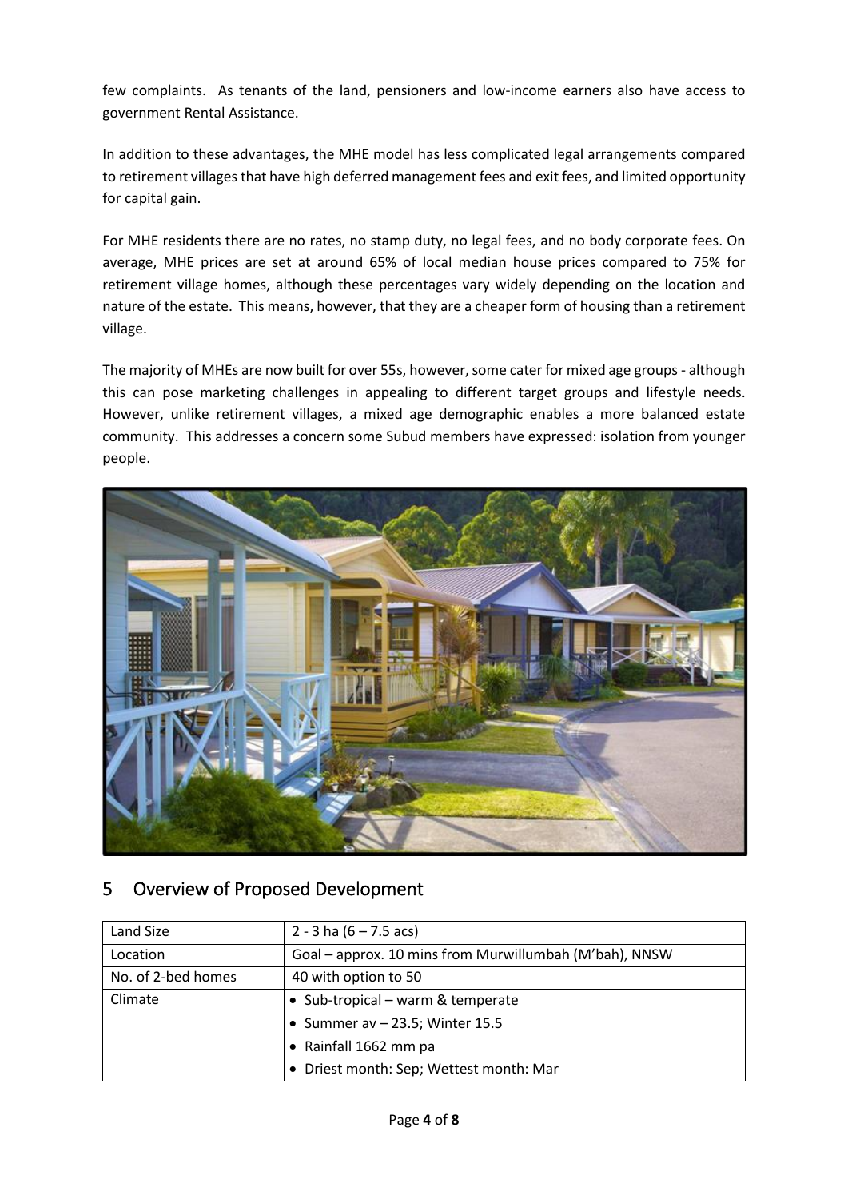few complaints. As tenants of the land, pensioners and low-income earners also have access to government Rental Assistance.

In addition to these advantages, the MHE model has less complicated legal arrangements compared to retirement villages that have high deferred management fees and exit fees, and limited opportunity for capital gain.

For MHE residents there are no rates, no stamp duty, no legal fees, and no body corporate fees. On average, MHE prices are set at around 65% of local median house prices compared to 75% for retirement village homes, although these percentages vary widely depending on the location and nature of the estate. This means, however, that they are a cheaper form of housing than a retirement village.

The majority of MHEs are now built for over 55s, however, some cater for mixed age groups - although this can pose marketing challenges in appealing to different target groups and lifestyle needs. However, unlike retirement villages, a mixed age demographic enables a more balanced estate community. This addresses a concern some Subud members have expressed: isolation from younger people.

## 5 Overview of Proposed Development

| Land Size | 2 - 3 ha (6 – 7.5 acs) |
|---|---|
| Location | Goal – approx. 10 mins from Murwillumbah (M'bah), NNSW |
| No. of 2-bed homes | 40 with option to 50 |
| Climate | • Sub-tropical – warm & temperate<br>• Summer av – 23.5; Winter 15.5<br>• Rainfall 1662 mm pa<br>• Driest month: Sep; Wettest month: Mar |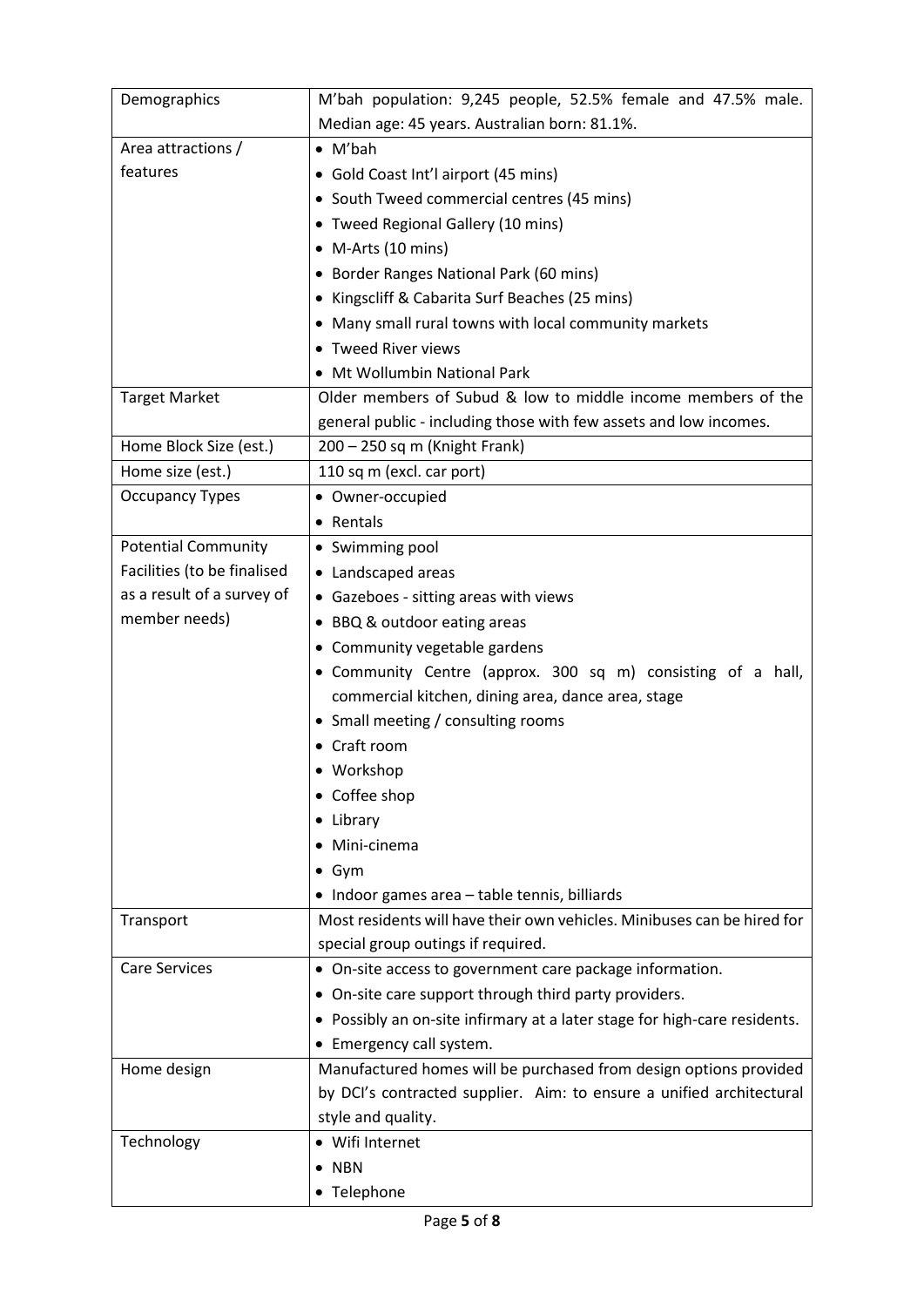| | |
|---|---|
| Demographics | M'bah population: 9,245 people, 52.5% female and 47.5% male. Median age: 45 years. Australian born: 81.1%. |
| Area attractions / features | • M'bah<br>• Gold Coast Int'l airport (45 mins)<br>• South Tweed commercial centres (45 mins)<br>• Tweed Regional Gallery (10 mins)<br>• M-Arts (10 mins)<br>• Border Ranges National Park (60 mins)<br>• Kingscliff & Cabarita Surf Beaches (25 mins)<br>• Many small rural towns with local community markets<br>• Tweed River views<br>• Mt Wollumbin National Park |
| Target Market | Older members of Subud & low to middle income members of the general public - including those with few assets and low incomes. |
| Home Block Size (est.) | 200 – 250 sq m (Knight Frank) |
| Home size (est.) | 110 sq m (excl. car port) |
| Occupancy Types | • Owner-occupied<br>• Rentals |
| Potential Community Facilities (to be finalised as a result of a survey of member needs) | • Swimming pool<br>• Landscaped areas<br>• Gazeboes - sitting areas with views<br>• BBQ & outdoor eating areas<br>• Community vegetable gardens<br>• Community Centre (approx. 300 sq m) consisting of a hall, commercial kitchen, dining area, dance area, stage<br>• Small meeting / consulting rooms<br>• Craft room<br>• Workshop<br>• Coffee shop<br>• Library<br>• Mini-cinema<br>• Gym<br>• Indoor games area – table tennis, billiards |
| Transport | Most residents will have their own vehicles. Minibuses can be hired for special group outings if required. |
| Care Services | • On-site access to government care package information.<br>• On-site care support through third party providers.<br>• Possibly an on-site infirmary at a later stage for high-care residents.<br>• Emergency call system. |
| Home design | Manufactured homes will be purchased from design options provided by DCI's contracted supplier. Aim: to ensure a unified architectural style and quality. |
| Technology | • Wifi Internet<br>• NBN<br>• Telephone |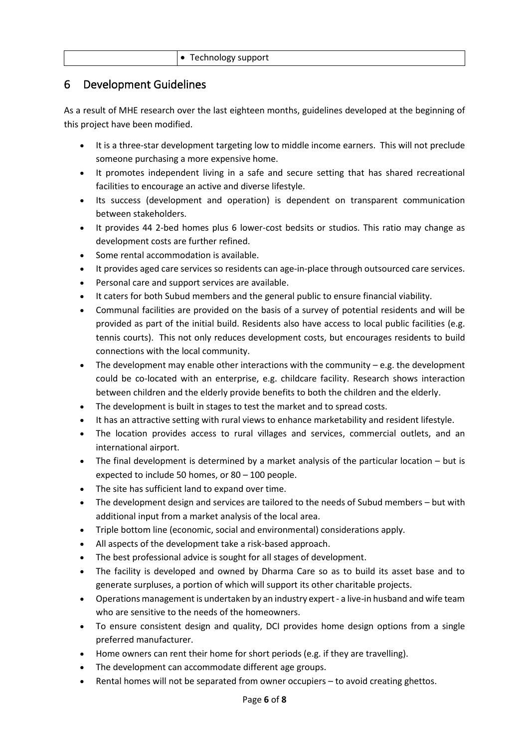| | • Technology support |
|---|---|

## 6 Development Guidelines

As a result of MHE research over the last eighteen months, guidelines developed at the beginning of this project have been modified.

- It is a three-star development targeting low to middle income earners. This will not preclude someone purchasing a more expensive home.
- It promotes independent living in a safe and secure setting that has shared recreational facilities to encourage an active and diverse lifestyle.
- Its success (development and operation) is dependent on transparent communication between stakeholders.
- It provides 44 2-bed homes plus 6 lower-cost bedsits or studios. This ratio may change as development costs are further refined.
- Some rental accommodation is available.
- It provides aged care services so residents can age-in-place through outsourced care services.
- Personal care and support services are available.
- It caters for both Subud members and the general public to ensure financial viability.
- Communal facilities are provided on the basis of a survey of potential residents and will be provided as part of the initial build. Residents also have access to local public facilities (e.g. tennis courts). This not only reduces development costs, but encourages residents to build connections with the local community.
- The development may enable other interactions with the community – e.g. the development could be co-located with an enterprise, e.g. childcare facility. Research shows interaction between children and the elderly provide benefits to both the children and the elderly.
- The development is built in stages to test the market and to spread costs.
- It has an attractive setting with rural views to enhance marketability and resident lifestyle.
- The location provides access to rural villages and services, commercial outlets, and an international airport.
- The final development is determined by a market analysis of the particular location – but is expected to include 50 homes, or 80 – 100 people.
- The site has sufficient land to expand over time.
- The development design and services are tailored to the needs of Subud members – but with additional input from a market analysis of the local area.
- Triple bottom line (economic, social and environmental) considerations apply.
- All aspects of the development take a risk-based approach.
- The best professional advice is sought for all stages of development.
- The facility is developed and owned by Dharma Care so as to build its asset base and to generate surpluses, a portion of which will support its other charitable projects.
- Operations management is undertaken by an industry expert - a live-in husband and wife team who are sensitive to the needs of the homeowners.
- To ensure consistent design and quality, DCI provides home design options from a single preferred manufacturer.
- Home owners can rent their home for short periods (e.g. if they are travelling).
- The development can accommodate different age groups.
- Rental homes will not be separated from owner occupiers – to avoid creating ghettos.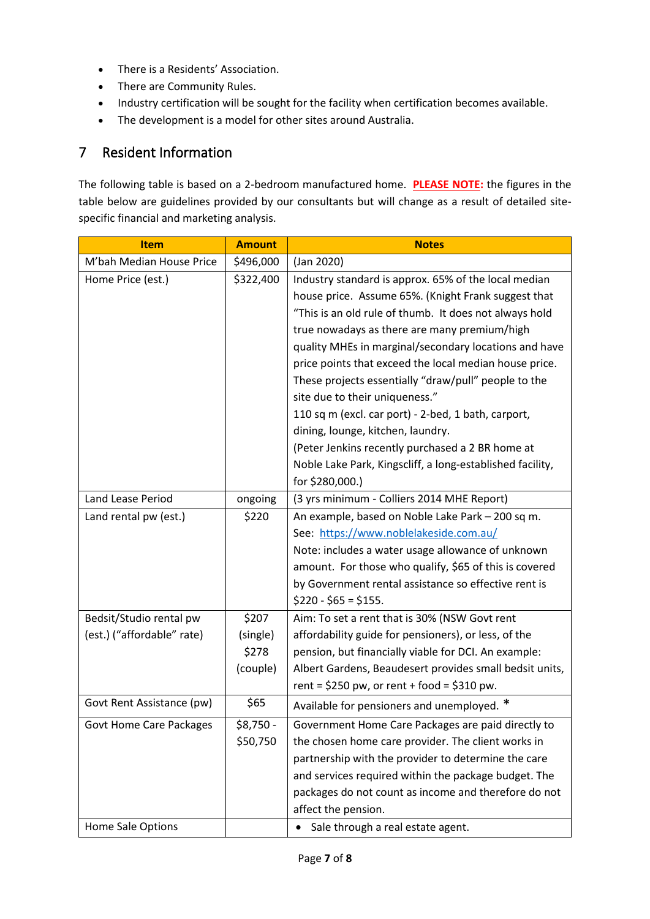- There is a Residents' Association.
- There are Community Rules.
- Industry certification will be sought for the facility when certification becomes available.
- The development is a model for other sites around Australia.

## 7 Resident Information

The following table is based on a 2-bedroom manufactured home. **PLEASE NOTE:** the figures in the table below are guidelines provided by our consultants but will change as a result of detailed site-specific financial and marketing analysis.

| Item | Amount | Notes |
|---|---|---|
| M'bah Median House Price | $496,000 | (Jan 2020) |
| Home Price (est.) | $322,400 | Industry standard is approx. 65% of the local median house price. Assume 65%. (Knight Frank suggest that "This is an old rule of thumb. It does not always hold true nowadays as there are many premium/high quality MHEs in marginal/secondary locations and have price points that exceed the local median house price. These projects essentially "draw/pull" people to the site due to their uniqueness." 110 sq m (excl. car port) - 2-bed, 1 bath, carport, dining, lounge, kitchen, laundry. (Peter Jenkins recently purchased a 2 BR home at Noble Lake Park, Kingscliff, a long-established facility, for $280,000.) |
| Land Lease Period | ongoing | (3 yrs minimum - Colliers 2014 MHE Report) |
| Land rental pw (est.) | $220 | An example, based on Noble Lake Park – 200 sq m. See: https://www.noblelakeside.com.au/ Note: includes a water usage allowance of unknown amount. For those who qualify, $65 of this is covered by Government rental assistance so effective rent is $220 - $65 = $155. |
| Bedsit/Studio rental pw (est.) ("affordable" rate) | $207 (single) $278 (couple) | Aim: To set a rent that is 30% (NSW Govt rent affordability guide for pensioners), or less, of the pension, but financially viable for DCI. An example: Albert Gardens, Beaudesert provides small bedsit units, rent = $250 pw, or rent + food = $310 pw. |
| Govt Rent Assistance (pw) | $65 | Available for pensioners and unemployed. * |
| Govt Home Care Packages | $8,750 - $50,750 | Government Home Care Packages are paid directly to the chosen home care provider. The client works in partnership with the provider to determine the care and services required within the package budget. The packages do not count as income and therefore do not affect the pension. |
| Home Sale Options | | • Sale through a real estate agent. |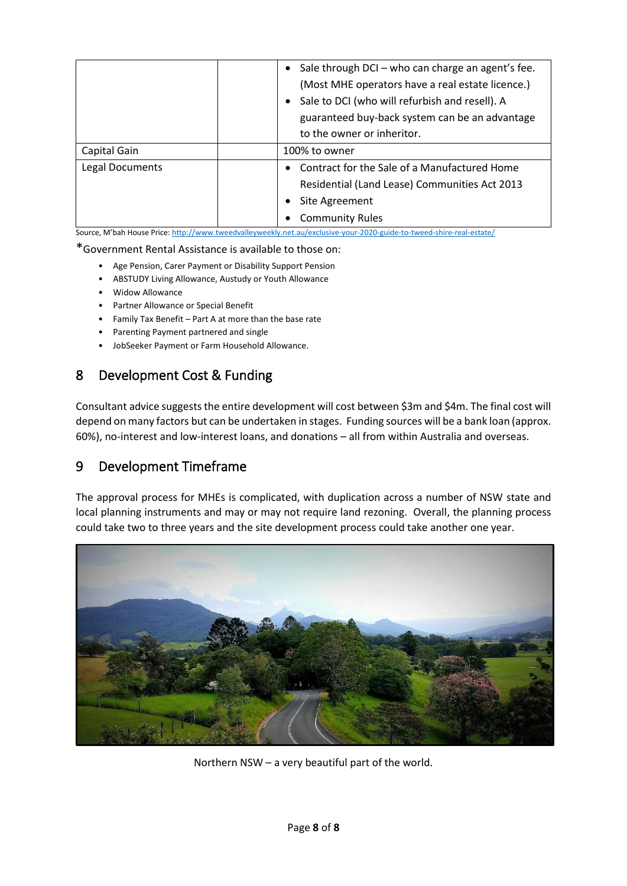| | | |
|---|---|---|
| | | • Sale through DCI – who can charge an agent's fee. (Most MHE operators have a real estate licence.)<br>• Sale to DCI (who will refurbish and resell). A guaranteed buy-back system can be an advantage to the owner or inheritor. |
| Capital Gain | | 100% to owner |
| Legal Documents | | • Contract for the Sale of a Manufactured Home Residential (Land Lease) Communities Act 2013<br>• Site Agreement<br>• Community Rules |

Source, M'bah House Price: http://www.tweedvalleyweekly.net.au/exclusive-your-2020-guide-to-tweed-shire-real-estate/

*Government Rental Assistance is available to those on:

- Age Pension, Carer Payment or Disability Support Pension
- ABSTUDY Living Allowance, Austudy or Youth Allowance
- Widow Allowance
- Partner Allowance or Special Benefit
- Family Tax Benefit – Part A at more than the base rate
- Parenting Payment partnered and single
- JobSeeker Payment or Farm Household Allowance.

## 8 Development Cost & Funding

Consultant advice suggests the entire development will cost between $3m and $4m. The final cost will depend on many factors but can be undertaken in stages. Funding sources will be a bank loan (approx. 60%), no-interest and low-interest loans, and donations – all from within Australia and overseas.

## 9 Development Timeframe

The approval process for MHEs is complicated, with duplication across a number of NSW state and local planning instruments and may or may not require land rezoning. Overall, the planning process could take two to three years and the site development process could take another one year.

Northern NSW – a very beautiful part of the world.